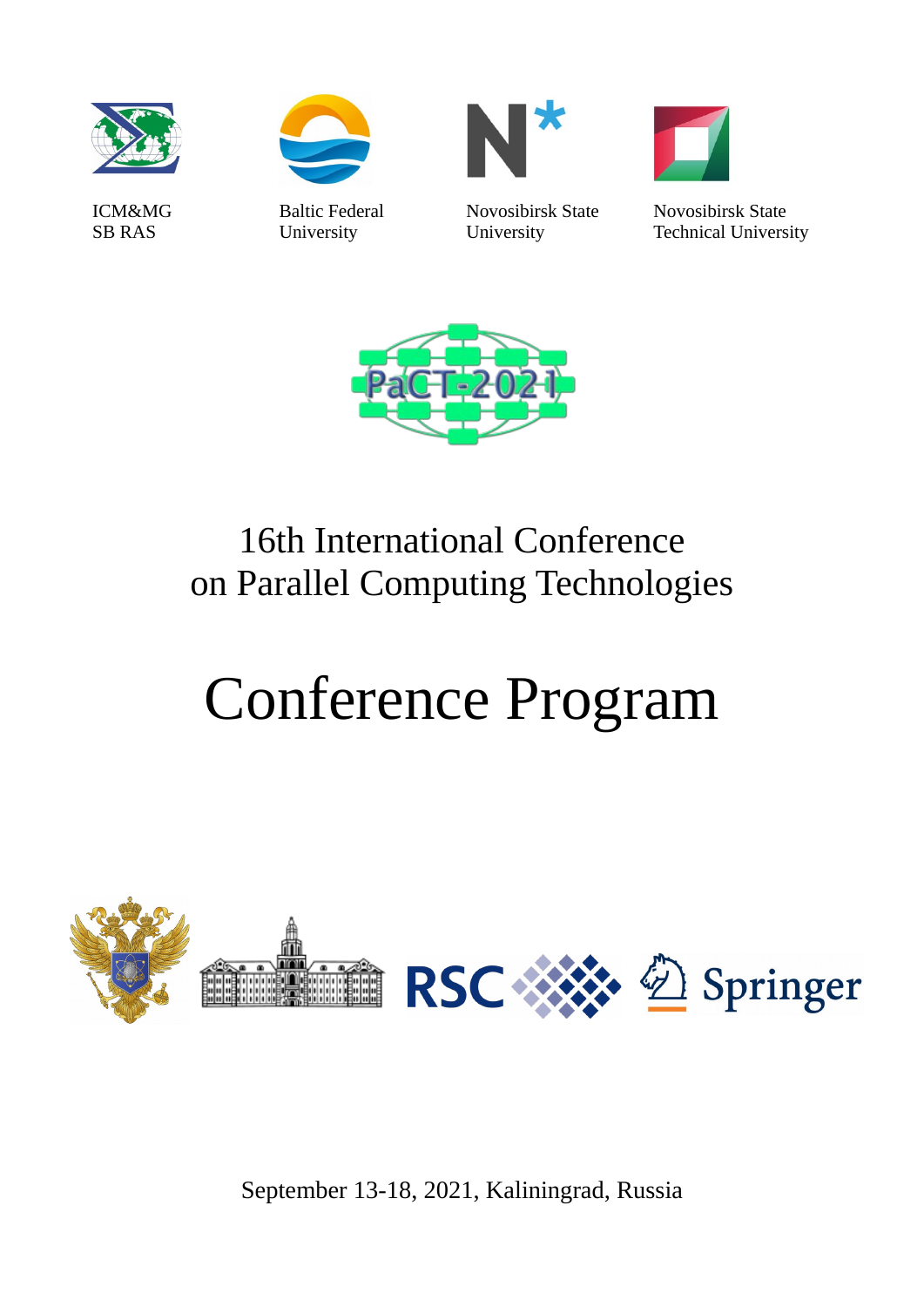ICM&MG SB RAS

Baltic Federal University

Novosibirsk State University

Novosibirsk State Technical University

PaCT-2021

# 16th International Conference on Parallel Computing Technologies

# Conference Program

RSC

Springer

September 13-18, 2021, Kaliningrad, Russia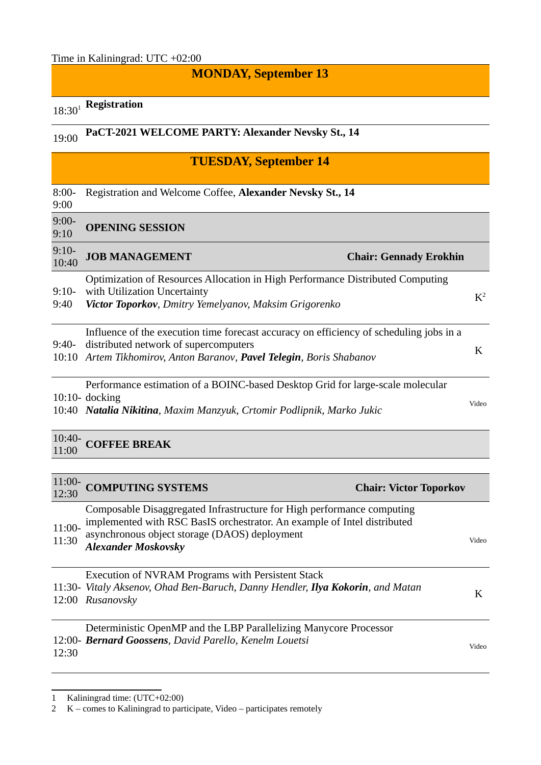Time in Kaliningrad: UTC +02:00

## MONDAY, September 13

| Time | Event | |
|---|---|---|
| 18:30[1] | **Registration** | |
| 19:00 | **PaCT-2021 WELCOME PARTY: Alexander Nevsky St., 14** | |

## TUESDAY, September 14

| Time | Event | |
|---|---|---|
| 8:00-9:00 | Registration and Welcome Coffee, **Alexander Nevsky St., 14** | |
| 9:00-9:10 | **OPENING SESSION** | |
| 9:10-10:40 | **JOB MANAGEMENT** — **Chair: Gennady Erokhin** | |
| 9:10-9:40 | Optimization of Resources Allocation in High Performance Distributed Computing with Utilization Uncertainty<br>***Victor Toporkov***, *Dmitry Yemelyanov, Maksim Grigorenko* | K[2] |
| 9:40-10:10 | Influence of the execution time forecast accuracy on efficiency of scheduling jobs in a distributed network of supercomputers<br>*Artem Tikhomirov, Anton Baranov,* ***Pavel Telegin****, Boris Shabanov* | K |
| 10:10-10:40 | Performance estimation of a BOINC-based Desktop Grid for large-scale molecular docking<br>***Natalia Nikitina****, Maxim Manzyuk, Crtomir Podlipnik, Marko Jukic* | Video |
| 10:40-11:00 | **COFFEE BREAK** | |
| 11:00-12:30 | **COMPUTING SYSTEMS** — **Chair: Victor Toporkov** | |
| 11:00-11:30 | Composable Disaggregated Infrastructure for High performance computing implemented with RSC BasIS orchestrator. An example of Intel distributed asynchronous object storage (DAOS) deployment<br>***Alexander Moskovsky*** | Video |
| 11:30-12:00 | Execution of NVRAM Programs with Persistent Stack<br>*Vitaly Aksenov, Ohad Ben-Baruch, Danny Hendler,* ***Ilya Kokorin****, and Matan Rusanovsky* | K |
| 12:00-12:30 | Deterministic OpenMP and the LBP Parallelizing Manycore Processor<br>***Bernard Goossens****, David Parello, Kenelm Louetsi* | Video |

1 Kaliningrad time: (UTC+02:00)

2 K – comes to Kaliningrad to participate, Video – participates remotely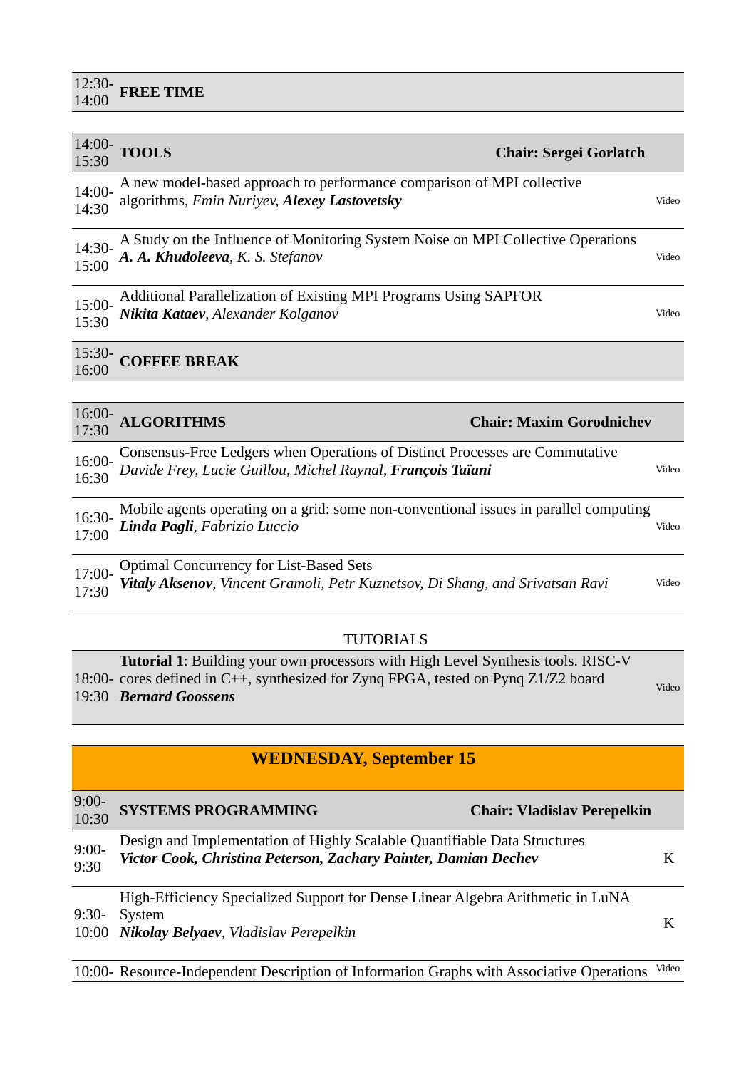| | | | |
|---|---|---|---|
| 12:30-14:00 | **FREE TIME** | | |

| | | | |
|---|---|---|---|
| 14:00-15:30 | **TOOLS** | **Chair: Sergei Gorlatch** | |
| 14:00-14:30 | A new model-based approach to performance comparison of MPI collective algorithms, *Emin Nuriyev*, ***Alexey Lastovetsky*** | | Video |
| 14:30-15:00 | A Study on the Influence of Monitoring System Noise on MPI Collective Operations ***A. A. Khudoleeva***, *K. S. Stefanov* | | Video |
| 15:00-15:30 | Additional Parallelization of Existing MPI Programs Using SAPFOR ***Nikita Kataev***, *Alexander Kolganov* | | Video |
| 15:30-16:00 | **COFFEE BREAK** | | |

| | | | |
|---|---|---|---|
| 16:00-17:30 | **ALGORITHMS** | **Chair: Maxim Gorodnichev** | |
| 16:00-16:30 | Consensus-Free Ledgers when Operations of Distinct Processes are Commutative *Davide Frey, Lucie Guillou, Michel Raynal*, ***François Taïani*** | | Video |
| 16:30-17:00 | Mobile agents operating on a grid: some non-conventional issues in parallel computing ***Linda Pagli***, *Fabrizio Luccio* | | Video |
| 17:00-17:30 | Optimal Concurrency for List-Based Sets ***Vitaly Aksenov***, *Vincent Gramoli, Petr Kuznetsov, Di Shang, and Srivatsan Ravi* | | Video |

TUTORIALS

| | | |
|---|---|---|
| 18:00-19:30 | **Tutorial 1**: Building your own processors with High Level Synthesis tools. RISC-V cores defined in C++, synthesized for Zynq FPGA, tested on Pynq Z1/Z2 board ***Bernard Goossens*** | Video |

## WEDNESDAY, September 15

| | | | |
|---|---|---|---|
| 9:00-10:30 | **SYSTEMS PROGRAMMING** | **Chair: Vladislav Perepelkin** | |
| 9:00-9:30 | Design and Implementation of Highly Scalable Quantifiable Data Structures ***Victor Cook, Christina Peterson, Zachary Painter, Damian Dechev*** | | K |
| 9:30-10:00 | High-Efficiency Specialized Support for Dense Linear Algebra Arithmetic in LuNA System ***Nikolay Belyaev***, *Vladislav Perepelkin* | | K |
| 10:00- | Resource-Independent Description of Information Graphs with Associative Operations | | Video |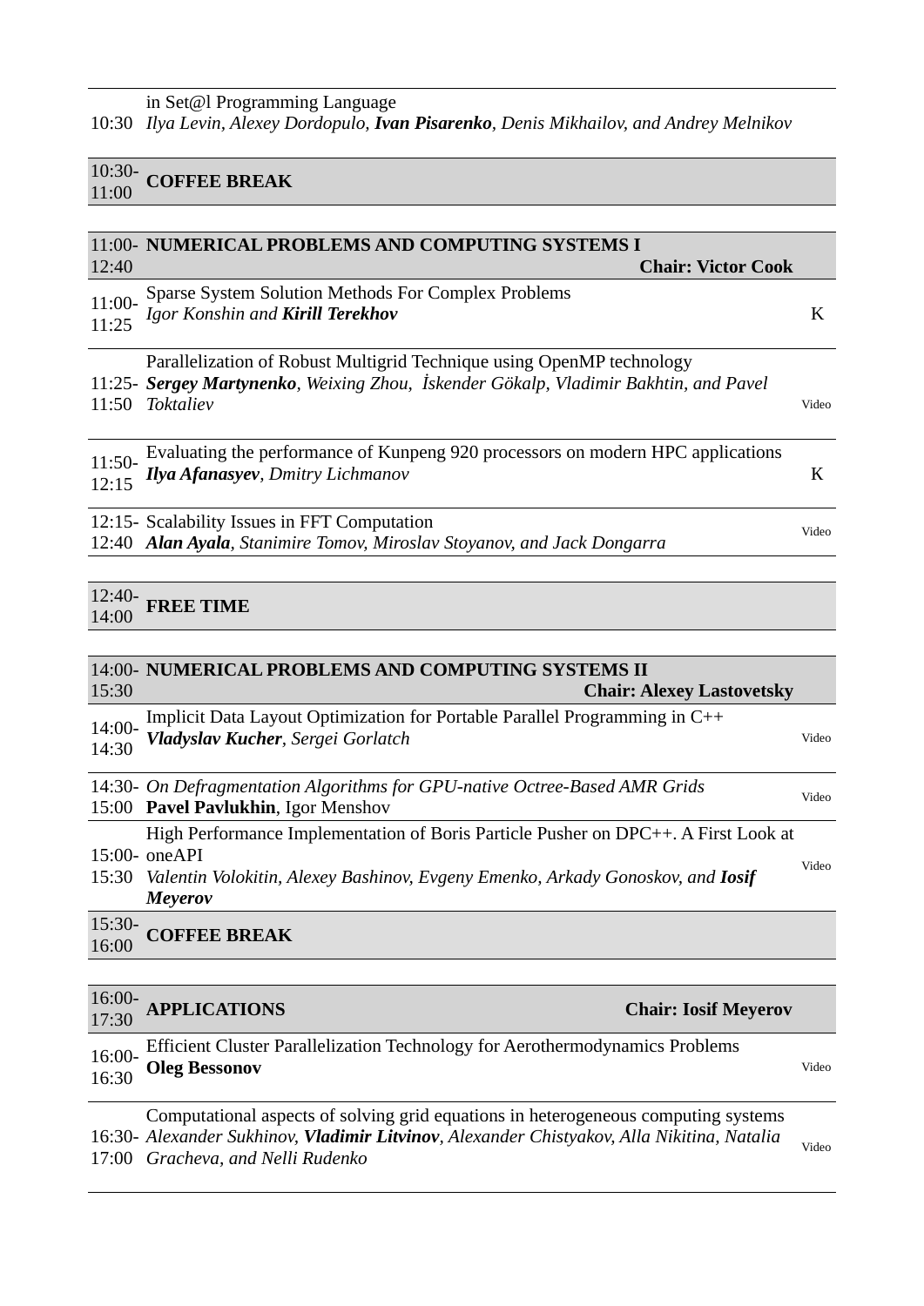| | | |
|---|---|---|
| 10:30 | in Set@l Programming Language<br>*Ilya Levin, Alexey Dordopulo,* ***Ivan Pisarenko****, Denis Mikhailov, and Andrey Melnikov* | |
| **10:30-11:00** | **COFFEE BREAK** | |
| **11:00-12:40** | **NUMERICAL PROBLEMS AND COMPUTING SYSTEMS I** — **Chair: Victor Cook** | |
| 11:00-11:25 | Sparse System Solution Methods For Complex Problems<br>*Igor Konshin and* ***Kirill Terekhov*** | K |
| 11:25-11:50 | Parallelization of Robust Multigrid Technique using OpenMP technology<br>***Sergey Martynenko****, Weixing Zhou, İskender Gökalp, Vladimir Bakhtin, and Pavel Toktaliev* | Video |
| 11:50-12:15 | Evaluating the performance of Kunpeng 920 processors on modern HPC applications<br>***Ilya Afanasyev****, Dmitry Lichmanov* | K |
| 12:15-12:40 | Scalability Issues in FFT Computation<br>***Alan Ayala****, Stanimire Tomov, Miroslav Stoyanov, and Jack Dongarra* | Video |
| **12:40-14:00** | **FREE TIME** | |
| **14:00-15:30** | **NUMERICAL PROBLEMS AND COMPUTING SYSTEMS II** — **Chair: Alexey Lastovetsky** | |
| 14:00-14:30 | Implicit Data Layout Optimization for Portable Parallel Programming in C++<br>***Vladyslav Kucher****, Sergei Gorlatch* | Video |
| 14:30-15:00 | *On Defragmentation Algorithms for GPU-native Octree-Based AMR Grids*<br>**Pavel Pavlukhin**, Igor Menshov | Video |
| 15:00-15:30 | High Performance Implementation of Boris Particle Pusher on DPC++. A First Look at oneAPI<br>*Valentin Volokitin, Alexey Bashinov, Evgeny Emenko, Arkady Gonoskov, and* ***Iosif Meyerov*** | Video |
| **15:30-16:00** | **COFFEE BREAK** | |
| **16:00-17:30** | **APPLICATIONS** — **Chair: Iosif Meyerov** | |
| 16:00-16:30 | Efficient Cluster Parallelization Technology for Aerothermodynamics Problems<br>**Oleg Bessonov** | Video |
| 16:30-17:00 | Computational aspects of solving grid equations in heterogeneous computing systems<br>*Alexander Sukhinov,* ***Vladimir Litvinov****, Alexander Chistyakov, Alla Nikitina, Natalia Gracheva, and Nelli Rudenko* | Video |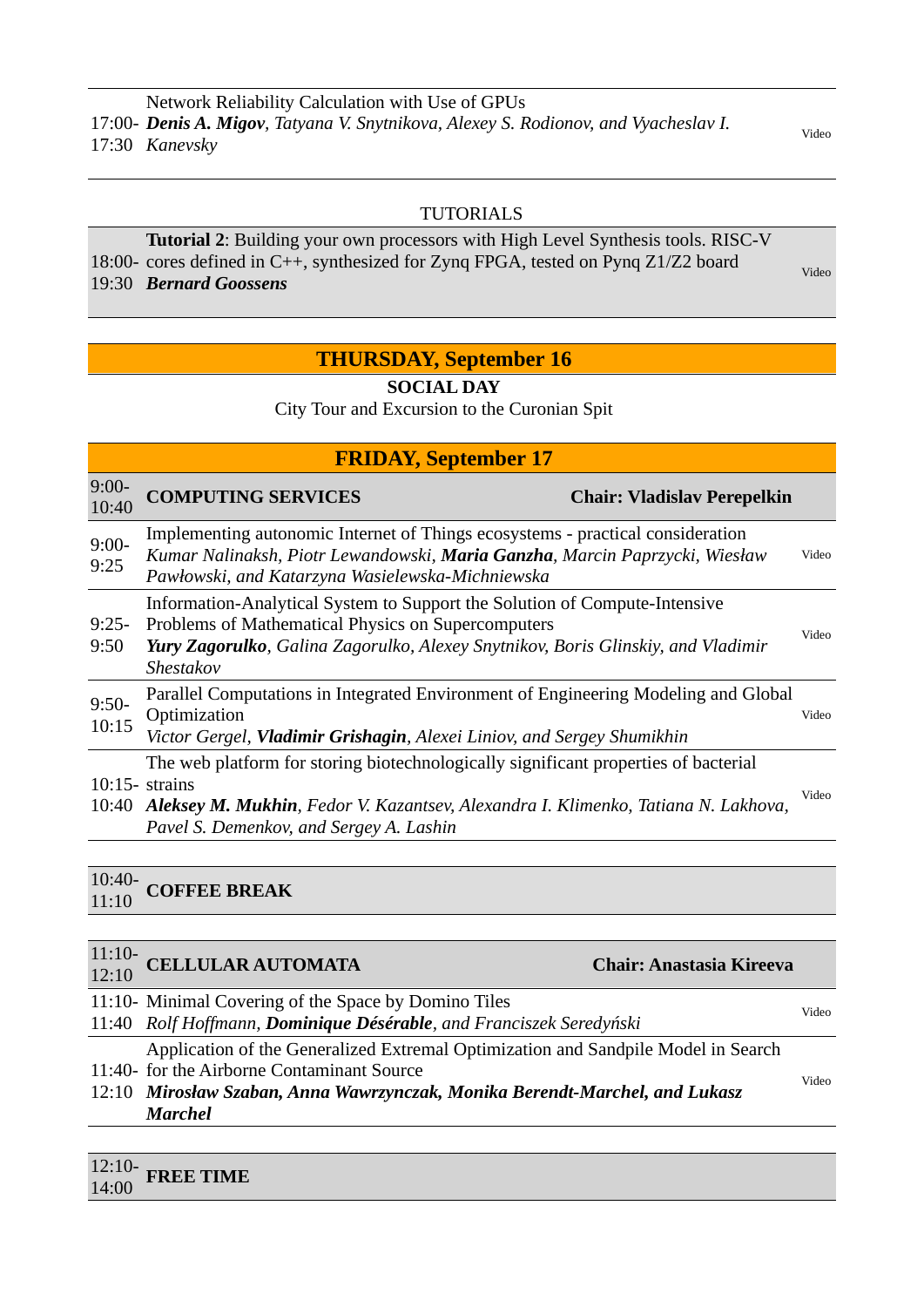| | | |
|---|---|---|
| 17:00-17:30 | Network Reliability Calculation with Use of GPUs<br>***Denis A. Migov***, *Tatyana V. Snytnikova, Alexey S. Rodionov, and Vyacheslav I. Kanevsky* | Video |

TUTORIALS

| | | |
|---|---|---|
| 18:00-19:30 | **Tutorial 2**: Building your own processors with High Level Synthesis tools. RISC-V cores defined in C++, synthesized for Zynq FPGA, tested on Pynq Z1/Z2 board<br>***Bernard Goossens*** | Video |

## THURSDAY, September 16

**SOCIAL DAY**

City Tour and Excursion to the Curonian Spit

## FRIDAY, September 17

| | | |
|---|---|---|
| 9:00-10:40 | **COMPUTING SERVICES** | **Chair: Vladislav Perepelkin** |
| 9:00-9:25 | Implementing autonomic Internet of Things ecosystems - practical consideration<br>*Kumar Nalinaksh, Piotr Lewandowski,* ***Maria Ganzha****, Marcin Paprzycki, Wiesław Pawłowski, and Katarzyna Wasielewska-Michniewska* | Video |
| 9:25-9:50 | Information-Analytical System to Support the Solution of Compute-Intensive Problems of Mathematical Physics on Supercomputers<br>***Yury Zagorulko****, Galina Zagorulko, Alexey Snytnikov, Boris Glinskiy, and Vladimir Shestakov* | Video |
| 9:50-10:15 | Parallel Computations in Integrated Environment of Engineering Modeling and Global Optimization<br>*Victor Gergel,* ***Vladimir Grishagin****, Alexei Liniov, and Sergey Shumikhin* | Video |
| 10:15-10:40 | The web platform for storing biotechnologically significant properties of bacterial strains<br>***Aleksey M. Mukhin****, Fedor V. Kazantsev, Alexandra I. Klimenko, Tatiana N. Lakhova, Pavel S. Demenkov, and Sergey A. Lashin* | Video |

| | |
|---|---|
| 10:40-11:10 | **COFFEE BREAK** |

| | | |
|---|---|---|
| 11:10-12:10 | **CELLULAR AUTOMATA** | **Chair: Anastasia Kireeva** |
| 11:10-11:40 | Minimal Covering of the Space by Domino Tiles<br>*Rolf Hoffmann,* ***Dominique Désérable****, and Franciszek Seredyński* | Video |
| 11:40-12:10 | Application of the Generalized Extremal Optimization and Sandpile Model in Search for the Airborne Contaminant Source<br>***Mirosław Szaban, Anna Wawrzynczak, Monika Berendt-Marchel, and Lukasz Marchel*** | Video |

| | |
|---|---|
| 12:10-14:00 | **FREE TIME** |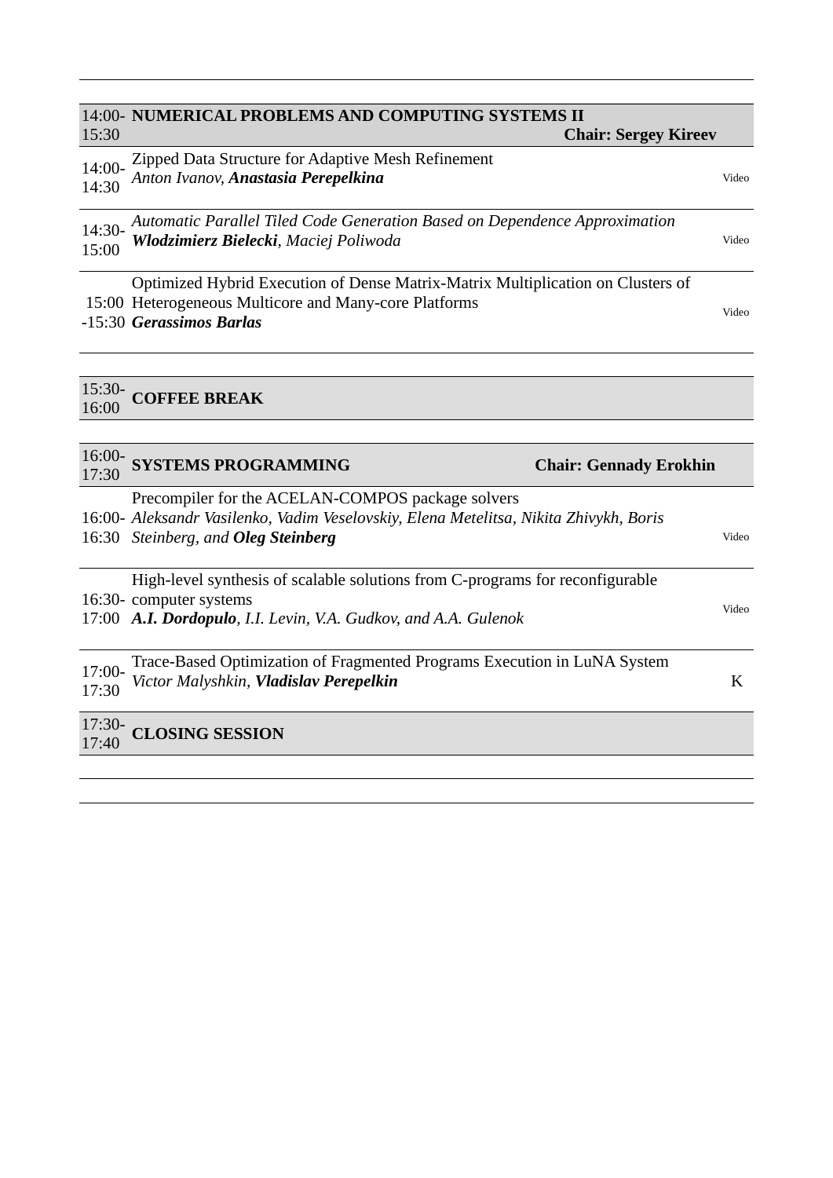| Time | Session / Talk | |
|---|---|---|
| 14:00-15:30 | **NUMERICAL PROBLEMS AND COMPUTING SYSTEMS II** **Chair: Sergey Kireev** | |
| 14:00-14:30 | Zipped Data Structure for Adaptive Mesh Refinement<br>*Anton Ivanov, **Anastasia Perepelkina*** | Video |
| 14:30-15:00 | *Automatic Parallel Tiled Code Generation Based on Dependence Approximation*<br>***Wlodzimierz Bielecki**, Maciej Poliwoda* | Video |
| 15:00-15:30 | Optimized Hybrid Execution of Dense Matrix-Matrix Multiplication on Clusters of Heterogeneous Multicore and Many-core Platforms<br>***Gerassimos Barlas*** | Video |

| Time | Session / Talk | |
|---|---|---|
| 15:30-16:00 | **COFFEE BREAK** | |

| Time | Session / Talk | |
|---|---|---|
| 16:00-17:30 | **SYSTEMS PROGRAMMING** **Chair: Gennady Erokhin** | |
| 16:00-16:30 | Precompiler for the ACELAN-COMPOS package solvers<br>*Aleksandr Vasilenko, Vadim Veselovskiy, Elena Metelitsa, Nikita Zhivykh, Boris Steinberg, and **Oleg Steinberg*** | Video |
| 16:30-17:00 | High-level synthesis of scalable solutions from C-programs for reconfigurable computer systems<br>***A.I. Dordopulo**, I.I. Levin, V.A. Gudkov, and A.A. Gulenok* | Video |
| 17:00-17:30 | Trace-Based Optimization of Fragmented Programs Execution in LuNA System<br>*Victor Malyshkin, **Vladislav Perepelkin*** | K |
| 17:30-17:40 | **CLOSING SESSION** | |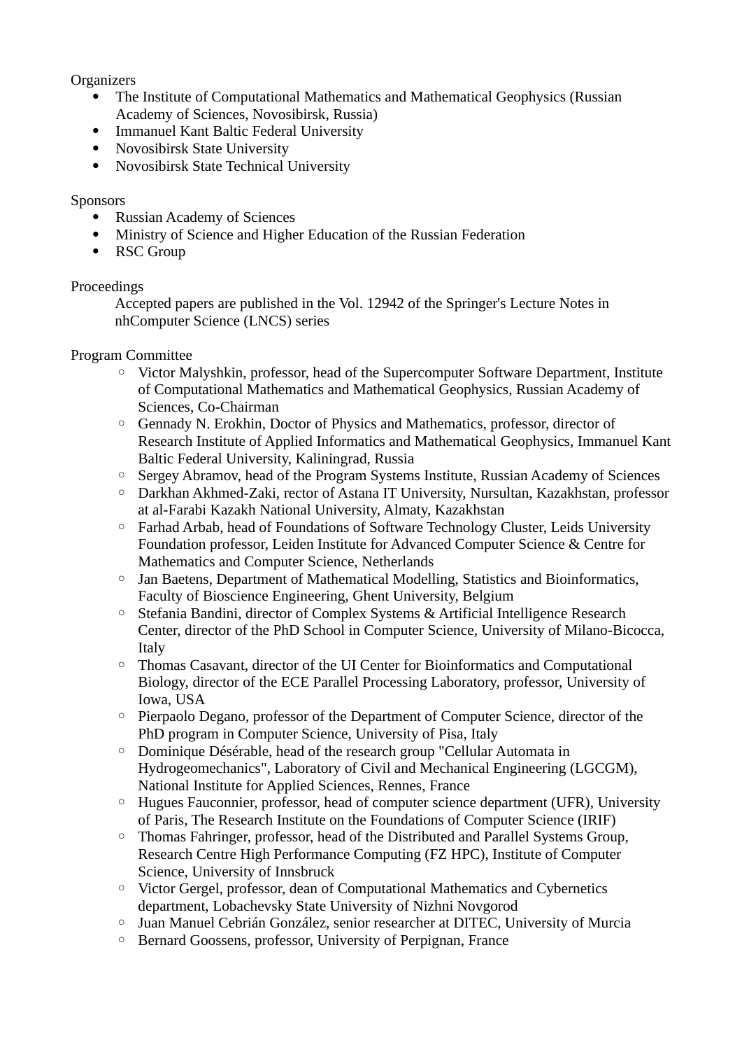Organizers

- The Institute of Computational Mathematics and Mathematical Geophysics (Russian Academy of Sciences, Novosibirsk, Russia)
- Immanuel Kant Baltic Federal University
- Novosibirsk State University
- Novosibirsk State Technical University

Sponsors

- Russian Academy of Sciences
- Ministry of Science and Higher Education of the Russian Federation
- RSC Group

Proceedings

Accepted papers are published in the Vol. 12942 of the Springer's Lecture Notes in nhComputer Science (LNCS) series

Program Committee

- Victor Malyshkin, professor, head of the Supercomputer Software Department, Institute of Computational Mathematics and Mathematical Geophysics, Russian Academy of Sciences, Co-Chairman
- Gennady N. Erokhin, Doctor of Physics and Mathematics, professor, director of Research Institute of Applied Informatics and Mathematical Geophysics, Immanuel Kant Baltic Federal University, Kaliningrad, Russia
- Sergey Abramov, head of the Program Systems Institute, Russian Academy of Sciences
- Darkhan Akhmed-Zaki, rector of Astana IT University, Nursultan, Kazakhstan, professor at al-Farabi Kazakh National University, Almaty, Kazakhstan
- Farhad Arbab, head of Foundations of Software Technology Cluster, Leids University Foundation professor, Leiden Institute for Advanced Computer Science & Centre for Mathematics and Computer Science, Netherlands
- Jan Baetens, Department of Mathematical Modelling, Statistics and Bioinformatics, Faculty of Bioscience Engineering, Ghent University, Belgium
- Stefania Bandini, director of Complex Systems & Artificial Intelligence Research Center, director of the PhD School in Computer Science, University of Milano-Bicocca, Italy
- Thomas Casavant, director of the UI Center for Bioinformatics and Computational Biology, director of the ECE Parallel Processing Laboratory, professor, University of Iowa, USA
- Pierpaolo Degano, professor of the Department of Computer Science, director of the PhD program in Computer Science, University of Pisa, Italy
- Dominique Désérable, head of the research group "Cellular Automata in Hydrogeomechanics", Laboratory of Civil and Mechanical Engineering (LGCGM), National Institute for Applied Sciences, Rennes, France
- Hugues Fauconnier, professor, head of computer science department (UFR), University of Paris, The Research Institute on the Foundations of Computer Science (IRIF)
- Thomas Fahringer, professor, head of the Distributed and Parallel Systems Group, Research Centre High Performance Computing (FZ HPC), Institute of Computer Science, University of Innsbruck
- Victor Gergel, professor, dean of Computational Mathematics and Cybernetics department, Lobachevsky State University of Nizhni Novgorod
- Juan Manuel Cebrián González, senior researcher at DITEC, University of Murcia
- Bernard Goossens, professor, University of Perpignan, France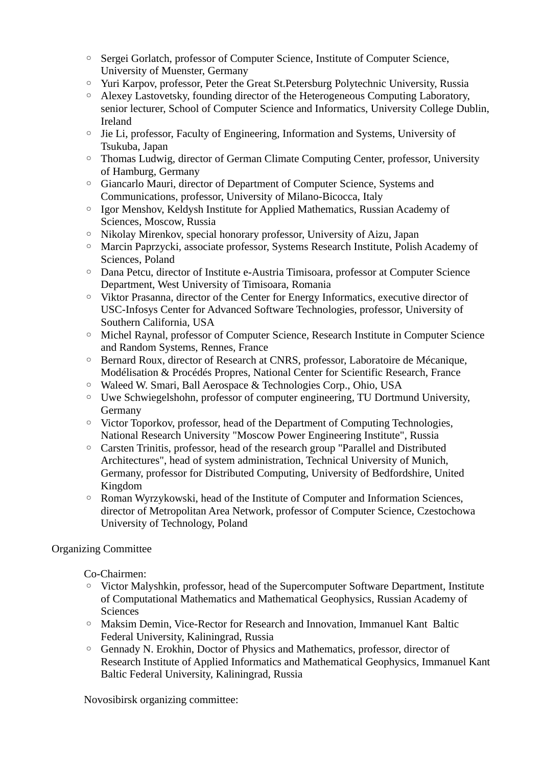- Sergei Gorlatch, professor of Computer Science, Institute of Computer Science, University of Muenster, Germany
- Yuri Karpov, professor, Peter the Great St.Petersburg Polytechnic University, Russia
- Alexey Lastovetsky, founding director of the Heterogeneous Computing Laboratory, senior lecturer, School of Computer Science and Informatics, University College Dublin, Ireland
- Jie Li, professor, Faculty of Engineering, Information and Systems, University of Tsukuba, Japan
- Thomas Ludwig, director of German Climate Computing Center, professor, University of Hamburg, Germany
- Giancarlo Mauri, director of Department of Computer Science, Systems and Communications, professor, University of Milano-Bicocca, Italy
- Igor Menshov, Keldysh Institute for Applied Mathematics, Russian Academy of Sciences, Moscow, Russia
- Nikolay Mirenkov, special honorary professor, University of Aizu, Japan
- Marcin Paprzycki, associate professor, Systems Research Institute, Polish Academy of Sciences, Poland
- Dana Petcu, director of Institute e-Austria Timisoara, professor at Computer Science Department, West University of Timisoara, Romania
- Viktor Prasanna, director of the Center for Energy Informatics, executive director of USC-Infosys Center for Advanced Software Technologies, professor, University of Southern California, USA
- Michel Raynal, professor of Computer Science, Research Institute in Computer Science and Random Systems, Rennes, France
- Bernard Roux, director of Research at CNRS, professor, Laboratoire de Mécanique, Modélisation & Procédés Propres, National Center for Scientific Research, France
- Waleed W. Smari, Ball Aerospace & Technologies Corp., Ohio, USA
- Uwe Schwiegelshohn, professor of computer engineering, TU Dortmund University, Germany
- Victor Toporkov, professor, head of the Department of Computing Technologies, National Research University "Moscow Power Engineering Institute", Russia
- Carsten Trinitis, professor, head of the research group "Parallel and Distributed Architectures", head of system administration, Technical University of Munich, Germany, professor for Distributed Computing, University of Bedfordshire, United Kingdom
- Roman Wyrzykowski, head of the Institute of Computer and Information Sciences, director of Metropolitan Area Network, professor of Computer Science, Czestochowa University of Technology, Poland

Organizing Committee

Co-Chairmen:

- Victor Malyshkin, professor, head of the Supercomputer Software Department, Institute of Computational Mathematics and Mathematical Geophysics, Russian Academy of Sciences
- Maksim Demin, Vice-Rector for Research and Innovation, Immanuel Kant Baltic Federal University, Kaliningrad, Russia
- Gennady N. Erokhin, Doctor of Physics and Mathematics, professor, director of Research Institute of Applied Informatics and Mathematical Geophysics, Immanuel Kant Baltic Federal University, Kaliningrad, Russia

Novosibirsk organizing committee: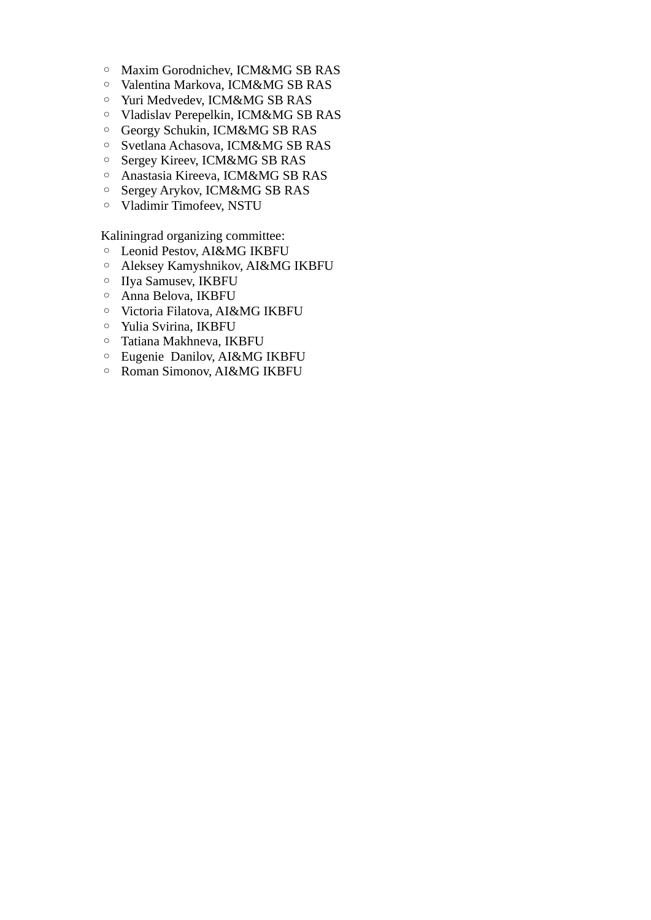- Maxim Gorodnichev, ICM&MG SB RAS
- Valentina Markova, ICM&MG SB RAS
- Yuri Medvedev, ICM&MG SB RAS
- Vladislav Perepelkin, ICM&MG SB RAS
- Georgy Schukin, ICM&MG SB RAS
- Svetlana Achasova, ICM&MG SB RAS
- Sergey Kireev, ICM&MG SB RAS
- Anastasia Kireeva, ICM&MG SB RAS
- Sergey Arykov, ICM&MG SB RAS
- Vladimir Timofeev, NSTU

Kaliningrad organizing committee:

- Leonid Pestov, AI&MG IKBFU
- Aleksey Kamyshnikov, AI&MG IKBFU
- IIya Samusev, IKBFU
- Anna Belova, IKBFU
- Victoria Filatova, AI&MG IKBFU
- Yulia Svirina, IKBFU
- Tatiana Makhneva, IKBFU
- Eugenie  Danilov, AI&MG IKBFU
- Roman Simonov, AI&MG IKBFU